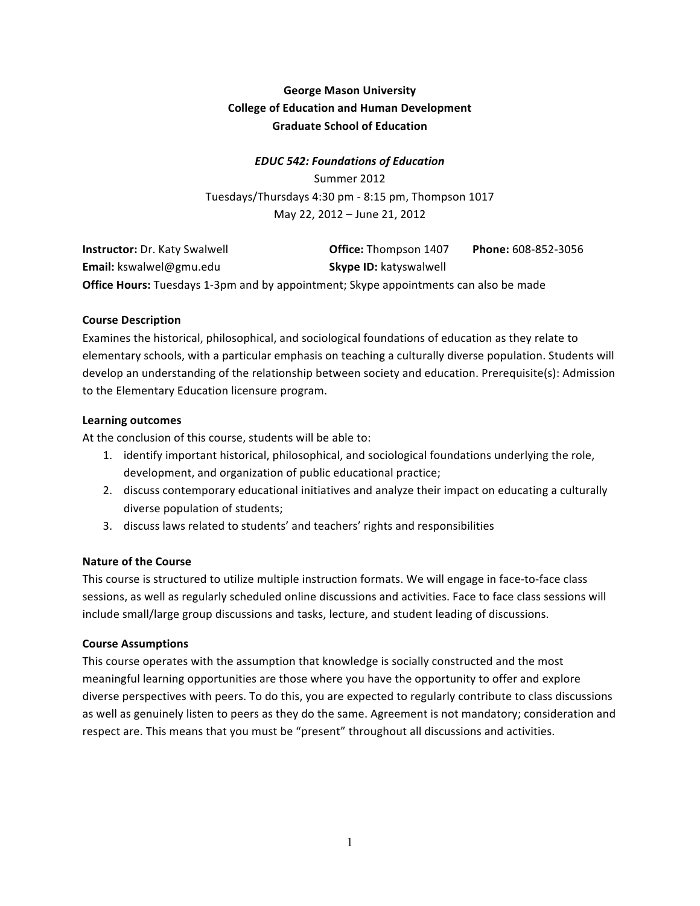**George Mason University**
**College of Education and Human Development**
**Graduate School of Education**

***EDUC 542: Foundations of Education***

Summer 2012

Tuesdays/Thursdays 4:30 pm - 8:15 pm, Thompson 1017

May 22, 2012 – June 21, 2012

**Instructor:** Dr. Katy Swalwell **Office:** Thompson 1407 **Phone:** 608-852-3056
**Email:** kswalwel@gmu.edu **Skype ID:** katyswalwell
**Office Hours:** Tuesdays 1-3pm and by appointment; Skype appointments can also be made

**Course Description**

Examines the historical, philosophical, and sociological foundations of education as they relate to elementary schools, with a particular emphasis on teaching a culturally diverse population. Students will develop an understanding of the relationship between society and education. Prerequisite(s): Admission to the Elementary Education licensure program.

**Learning outcomes**

At the conclusion of this course, students will be able to:

1. identify important historical, philosophical, and sociological foundations underlying the role, development, and organization of public educational practice;
2. discuss contemporary educational initiatives and analyze their impact on educating a culturally diverse population of students;
3. discuss laws related to students' and teachers' rights and responsibilities

**Nature of the Course**

This course is structured to utilize multiple instruction formats. We will engage in face-to-face class sessions, as well as regularly scheduled online discussions and activities. Face to face class sessions will include small/large group discussions and tasks, lecture, and student leading of discussions.

**Course Assumptions**

This course operates with the assumption that knowledge is socially constructed and the most meaningful learning opportunities are those where you have the opportunity to offer and explore diverse perspectives with peers. To do this, you are expected to regularly contribute to class discussions as well as genuinely listen to peers as they do the same. Agreement is not mandatory; consideration and respect are. This means that you must be "present" throughout all discussions and activities.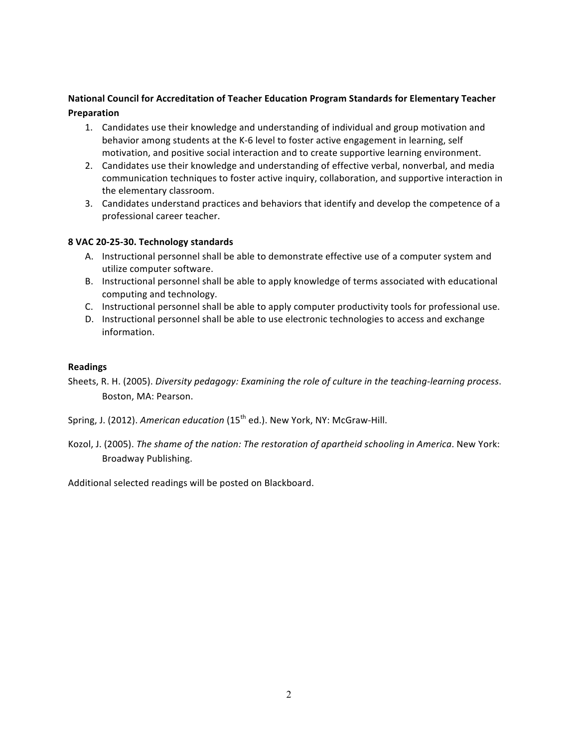**National Council for Accreditation of Teacher Education Program Standards for Elementary Teacher Preparation**

1. Candidates use their knowledge and understanding of individual and group motivation and behavior among students at the K-6 level to foster active engagement in learning, self motivation, and positive social interaction and to create supportive learning environment.
2. Candidates use their knowledge and understanding of effective verbal, nonverbal, and media communication techniques to foster active inquiry, collaboration, and supportive interaction in the elementary classroom.
3. Candidates understand practices and behaviors that identify and develop the competence of a professional career teacher.

**8 VAC 20-25-30. Technology standards**

A. Instructional personnel shall be able to demonstrate effective use of a computer system and utilize computer software.
B. Instructional personnel shall be able to apply knowledge of terms associated with educational computing and technology.
C. Instructional personnel shall be able to apply computer productivity tools for professional use.
D. Instructional personnel shall be able to use electronic technologies to access and exchange information.

**Readings**

Sheets, R. H. (2005). *Diversity pedagogy: Examining the role of culture in the teaching-learning process*. Boston, MA: Pearson.

Spring, J. (2012). *American education* (15th ed.). New York, NY: McGraw-Hill.

Kozol, J. (2005). *The shame of the nation: The restoration of apartheid schooling in America*. New York: Broadway Publishing.

Additional selected readings will be posted on Blackboard.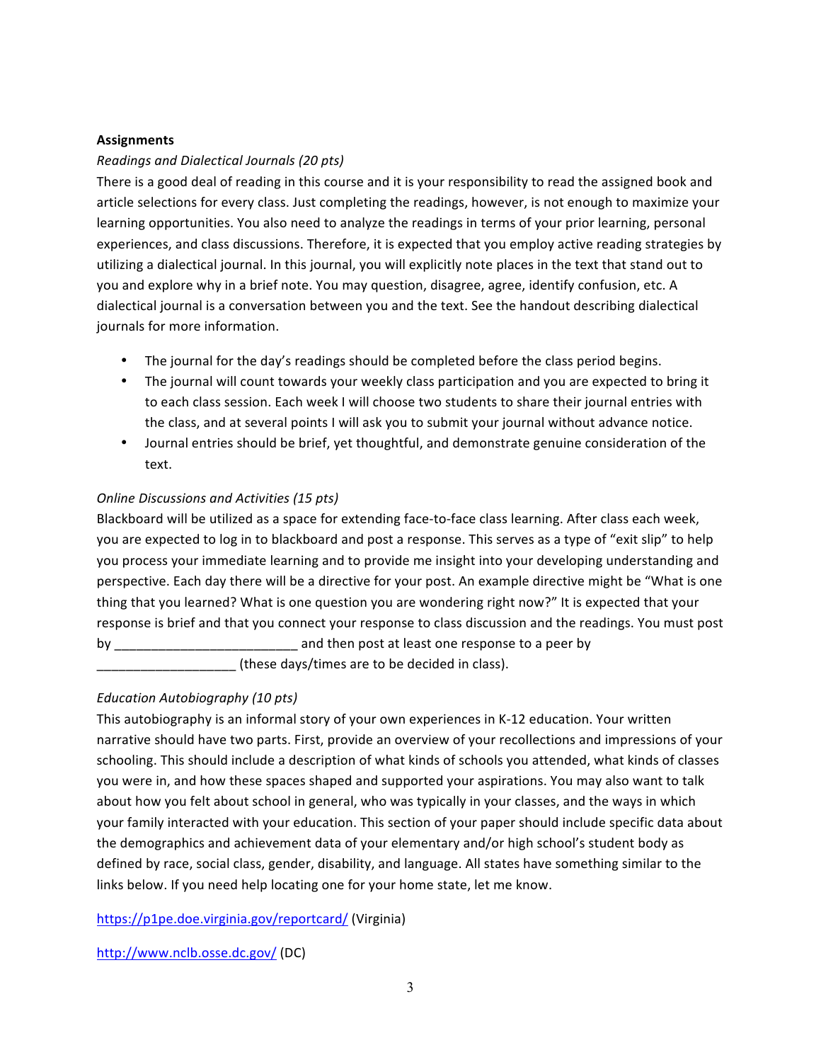**Assignments**

*Readings and Dialectical Journals (20 pts)*

There is a good deal of reading in this course and it is your responsibility to read the assigned book and article selections for every class. Just completing the readings, however, is not enough to maximize your learning opportunities. You also need to analyze the readings in terms of your prior learning, personal experiences, and class discussions. Therefore, it is expected that you employ active reading strategies by utilizing a dialectical journal. In this journal, you will explicitly note places in the text that stand out to you and explore why in a brief note. You may question, disagree, agree, identify confusion, etc. A dialectical journal is a conversation between you and the text. See the handout describing dialectical journals for more information.

- The journal for the day's readings should be completed before the class period begins.
- The journal will count towards your weekly class participation and you are expected to bring it to each class session. Each week I will choose two students to share their journal entries with the class, and at several points I will ask you to submit your journal without advance notice.
- Journal entries should be brief, yet thoughtful, and demonstrate genuine consideration of the text.

*Online Discussions and Activities (15 pts)*

Blackboard will be utilized as a space for extending face-to-face class learning. After class each week, you are expected to log in to blackboard and post a response. This serves as a type of "exit slip" to help you process your immediate learning and to provide me insight into your developing understanding and perspective. Each day there will be a directive for your post. An example directive might be "What is one thing that you learned? What is one question you are wondering right now?" It is expected that your response is brief and that you connect your response to class discussion and the readings. You must post by ________________________ and then post at least one response to a peer by __________________ (these days/times are to be decided in class).

*Education Autobiography (10 pts)*

This autobiography is an informal story of your own experiences in K-12 education. Your written narrative should have two parts. First, provide an overview of your recollections and impressions of your schooling. This should include a description of what kinds of schools you attended, what kinds of classes you were in, and how these spaces shaped and supported your aspirations. You may also want to talk about how you felt about school in general, who was typically in your classes, and the ways in which your family interacted with your education. This section of your paper should include specific data about the demographics and achievement data of your elementary and/or high school's student body as defined by race, social class, gender, disability, and language. All states have something similar to the links below. If you need help locating one for your home state, let me know.

https://p1pe.doe.virginia.gov/reportcard/ (Virginia)

http://www.nclb.osse.dc.gov/ (DC)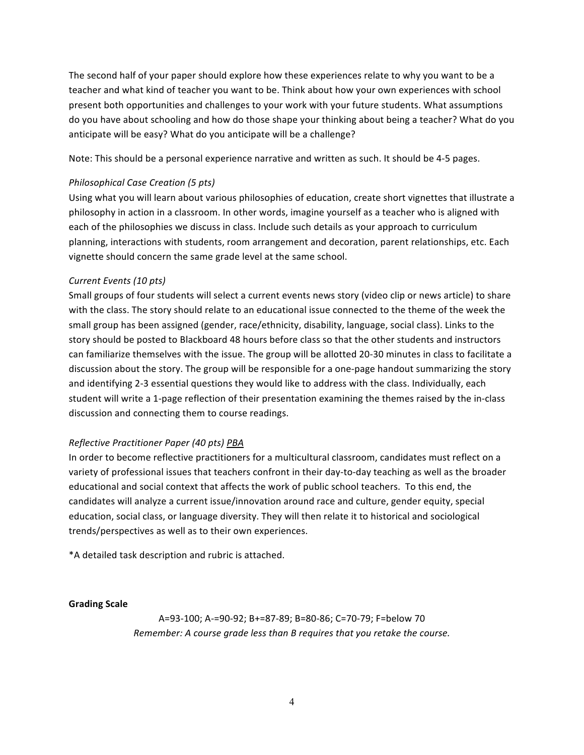The second half of your paper should explore how these experiences relate to why you want to be a teacher and what kind of teacher you want to be. Think about how your own experiences with school present both opportunities and challenges to your work with your future students. What assumptions do you have about schooling and how do those shape your thinking about being a teacher? What do you anticipate will be easy? What do you anticipate will be a challenge?

Note: This should be a personal experience narrative and written as such. It should be 4-5 pages.

*Philosophical Case Creation (5 pts)*

Using what you will learn about various philosophies of education, create short vignettes that illustrate a philosophy in action in a classroom. In other words, imagine yourself as a teacher who is aligned with each of the philosophies we discuss in class. Include such details as your approach to curriculum planning, interactions with students, room arrangement and decoration, parent relationships, etc. Each vignette should concern the same grade level at the same school.

*Current Events (10 pts)*

Small groups of four students will select a current events news story (video clip or news article) to share with the class. The story should relate to an educational issue connected to the theme of the week the small group has been assigned (gender, race/ethnicity, disability, language, social class). Links to the story should be posted to Blackboard 48 hours before class so that the other students and instructors can familiarize themselves with the issue. The group will be allotted 20-30 minutes in class to facilitate a discussion about the story. The group will be responsible for a one-page handout summarizing the story and identifying 2-3 essential questions they would like to address with the class. Individually, each student will write a 1-page reflection of their presentation examining the themes raised by the in-class discussion and connecting them to course readings.

*Reflective Practitioner Paper (40 pts)* <u>PBA</u>

In order to become reflective practitioners for a multicultural classroom, candidates must reflect on a variety of professional issues that teachers confront in their day-to-day teaching as well as the broader educational and social context that affects the work of public school teachers. To this end, the candidates will analyze a current issue/innovation around race and culture, gender equity, special education, social class, or language diversity. They will then relate it to historical and sociological trends/perspectives as well as to their own experiences.

*A detailed task description and rubric is attached.

**Grading Scale**

A=93-100; A-=90-92; B+=87-89; B=80-86; C=70-79; F=below 70

*Remember: A course grade less than B requires that you retake the course.*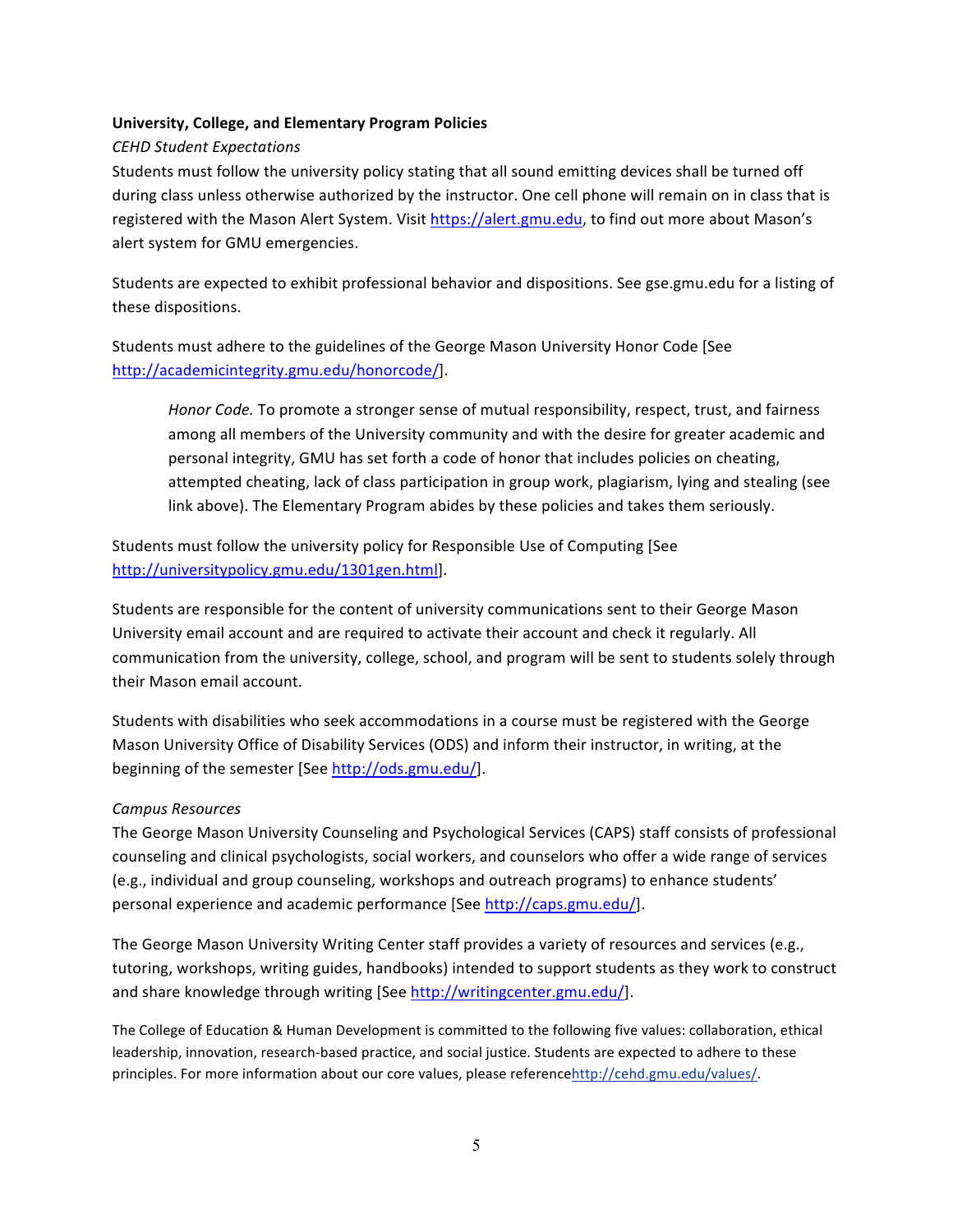**University, College, and Elementary Program Policies**

*CEHD Student Expectations*

Students must follow the university policy stating that all sound emitting devices shall be turned off during class unless otherwise authorized by the instructor. One cell phone will remain on in class that is registered with the Mason Alert System. Visit https://alert.gmu.edu, to find out more about Mason's alert system for GMU emergencies.

Students are expected to exhibit professional behavior and dispositions. See gse.gmu.edu for a listing of these dispositions.

Students must adhere to the guidelines of the George Mason University Honor Code [See http://academicintegrity.gmu.edu/honorcode/].

> *Honor Code.* To promote a stronger sense of mutual responsibility, respect, trust, and fairness among all members of the University community and with the desire for greater academic and personal integrity, GMU has set forth a code of honor that includes policies on cheating, attempted cheating, lack of class participation in group work, plagiarism, lying and stealing (see link above). The Elementary Program abides by these policies and takes them seriously.

Students must follow the university policy for Responsible Use of Computing [See http://universitypolicy.gmu.edu/1301gen.html].

Students are responsible for the content of university communications sent to their George Mason University email account and are required to activate their account and check it regularly. All communication from the university, college, school, and program will be sent to students solely through their Mason email account.

Students with disabilities who seek accommodations in a course must be registered with the George Mason University Office of Disability Services (ODS) and inform their instructor, in writing, at the beginning of the semester [See http://ods.gmu.edu/].

*Campus Resources*

The George Mason University Counseling and Psychological Services (CAPS) staff consists of professional counseling and clinical psychologists, social workers, and counselors who offer a wide range of services (e.g., individual and group counseling, workshops and outreach programs) to enhance students' personal experience and academic performance [See http://caps.gmu.edu/].

The George Mason University Writing Center staff provides a variety of resources and services (e.g., tutoring, workshops, writing guides, handbooks) intended to support students as they work to construct and share knowledge through writing [See http://writingcenter.gmu.edu/].

The College of Education & Human Development is committed to the following five values: collaboration, ethical leadership, innovation, research-based practice, and social justice. Students are expected to adhere to these principles. For more information about our core values, please referencehttp://cehd.gmu.edu/values/.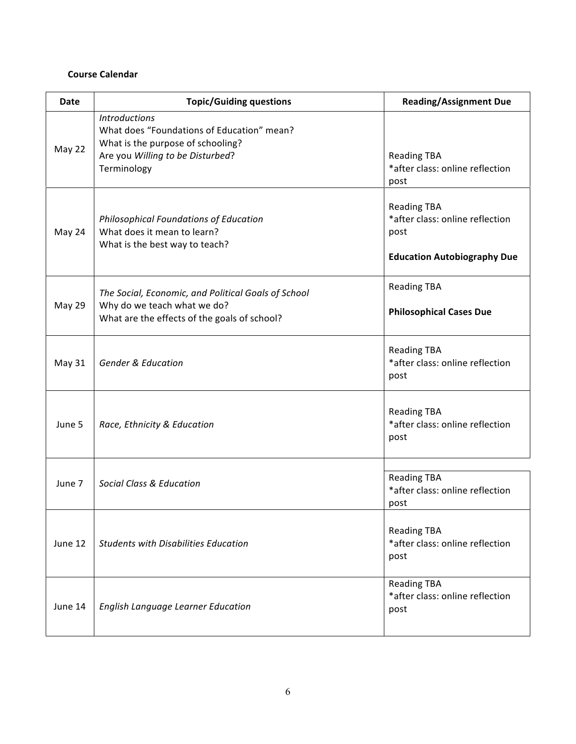**Course Calendar**

| Date | Topic/Guiding questions | Reading/Assignment Due |
|---|---|---|
| May 22 | *Introductions*<br>What does "Foundations of Education" mean?<br>What is the purpose of schooling?<br>Are you *Willing to be Disturbed*?<br>Terminology | Reading TBA<br>*after class: online reflection post |
| May 24 | *Philosophical Foundations of Education*<br>What does it mean to learn?<br>What is the best way to teach? | Reading TBA<br>*after class: online reflection post<br><br>**Education Autobiography Due** |
| May 29 | *The Social, Economic, and Political Goals of School*<br>Why do we teach what we do?<br>What are the effects of the goals of school? | Reading TBA<br><br>**Philosophical Cases Due** |
| May 31 | *Gender & Education* | Reading TBA<br>*after class: online reflection post |
| June 5 | *Race, Ethnicity & Education* | Reading TBA<br>*after class: online reflection post |
| June 7 | *Social Class & Education* | Reading TBA<br>*after class: online reflection post |
| June 12 | *Students with Disabilities Education* | Reading TBA<br>*after class: online reflection post |
| June 14 | *English Language Learner Education* | Reading TBA<br>*after class: online reflection post |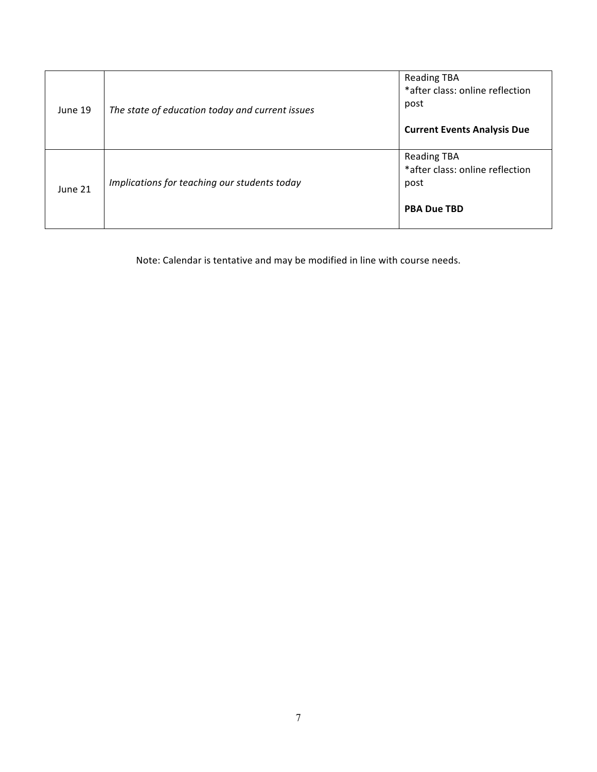| June 19 | *The state of education today and current issues* | Reading TBA<br>*after class: online reflection post<br><br>**Current Events Analysis Due** |
|---|---|---|
| June 21 | *Implications for teaching our students today* | Reading TBA<br>*after class: online reflection post<br><br>**PBA Due TBD** |

Note: Calendar is tentative and may be modified in line with course needs.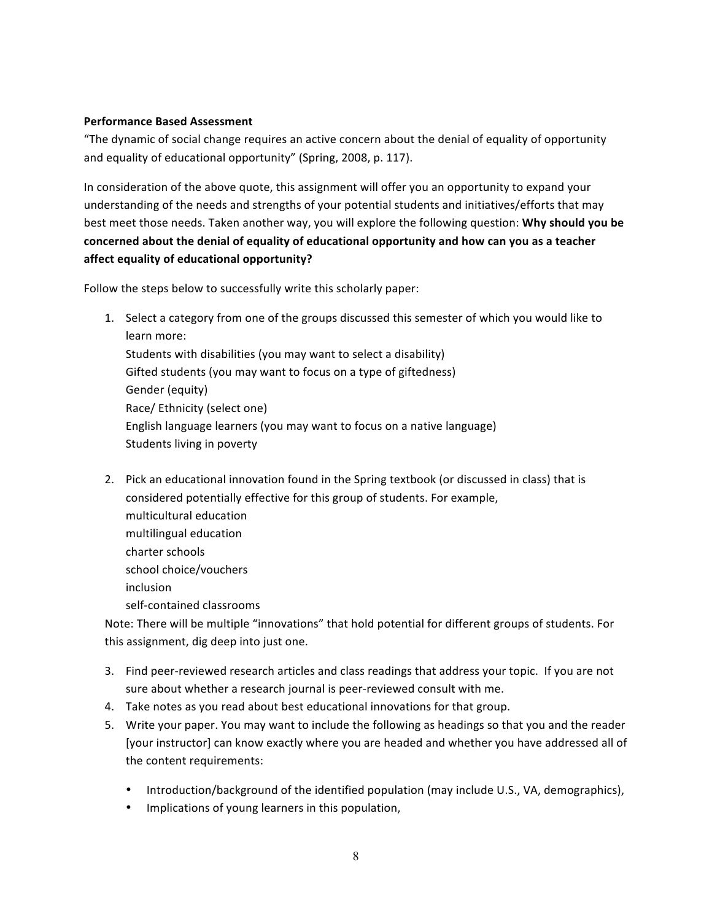**Performance Based Assessment**

"The dynamic of social change requires an active concern about the denial of equality of opportunity and equality of educational opportunity" (Spring, 2008, p. 117).

In consideration of the above quote, this assignment will offer you an opportunity to expand your understanding of the needs and strengths of your potential students and initiatives/efforts that may best meet those needs. Taken another way, you will explore the following question: **Why should you be concerned about the denial of equality of educational opportunity and how can you as a teacher affect equality of educational opportunity?**

Follow the steps below to successfully write this scholarly paper:

1. Select a category from one of the groups discussed this semester of which you would like to learn more:
   Students with disabilities (you may want to select a disability)
   Gifted students (you may want to focus on a type of giftedness)
   Gender (equity)
   Race/ Ethnicity (select one)
   English language learners (you may want to focus on a native language)
   Students living in poverty

2. Pick an educational innovation found in the Spring textbook (or discussed in class) that is considered potentially effective for this group of students. For example,
   multicultural education
   multilingual education
   charter schools
   school choice/vouchers
   inclusion
   self-contained classrooms

   Note: There will be multiple "innovations" that hold potential for different groups of students. For this assignment, dig deep into just one.

3. Find peer-reviewed research articles and class readings that address your topic. If you are not sure about whether a research journal is peer-reviewed consult with me.
4. Take notes as you read about best educational innovations for that group.
5. Write your paper. You may want to include the following as headings so that you and the reader [your instructor] can know exactly where you are headed and whether you have addressed all of the content requirements:

   - Introduction/background of the identified population (may include U.S., VA, demographics),
   - Implications of young learners in this population,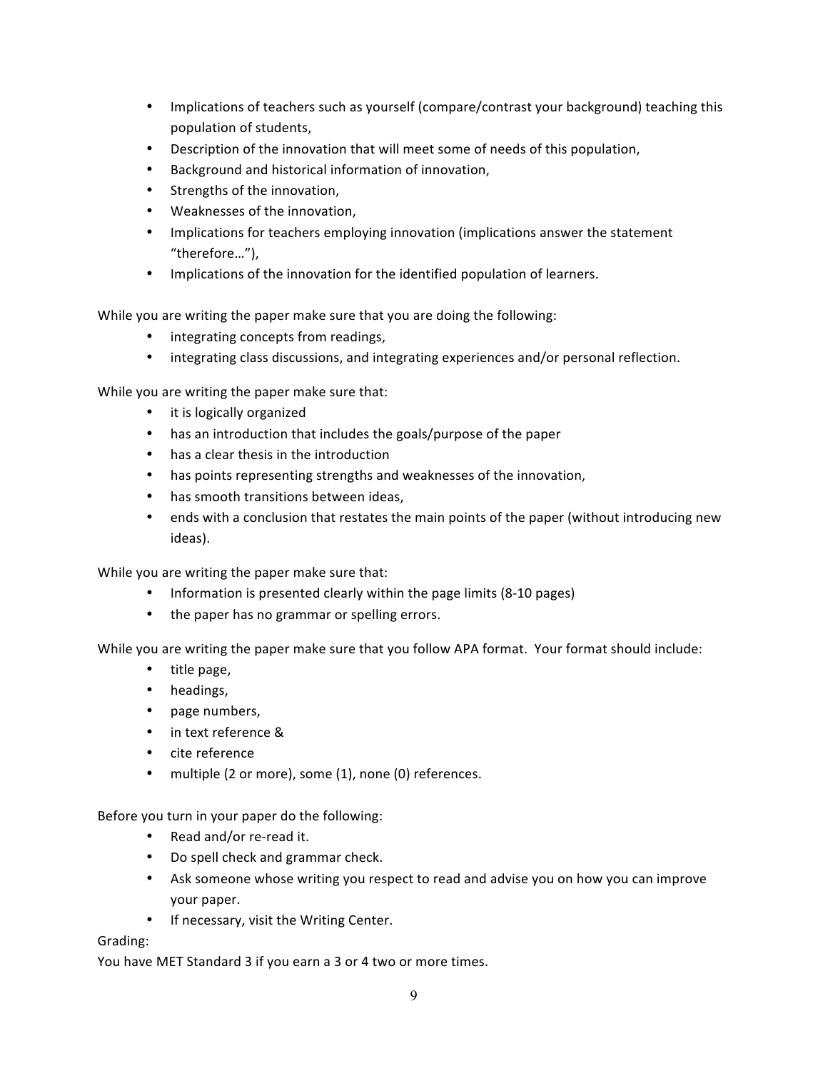- Implications of teachers such as yourself (compare/contrast your background) teaching this population of students,
- Description of the innovation that will meet some of needs of this population,
- Background and historical information of innovation,
- Strengths of the innovation,
- Weaknesses of the innovation,
- Implications for teachers employing innovation (implications answer the statement "therefore…"),
- Implications of the innovation for the identified population of learners.

While you are writing the paper make sure that you are doing the following:

- integrating concepts from readings,
- integrating class discussions, and integrating experiences and/or personal reflection.

While you are writing the paper make sure that:

- it is logically organized
- has an introduction that includes the goals/purpose of the paper
- has a clear thesis in the introduction
- has points representing strengths and weaknesses of the innovation,
- has smooth transitions between ideas,
- ends with a conclusion that restates the main points of the paper (without introducing new ideas).

While you are writing the paper make sure that:

- Information is presented clearly within the page limits (8-10 pages)
- the paper has no grammar or spelling errors.

While you are writing the paper make sure that you follow APA format. Your format should include:

- title page,
- headings,
- page numbers,
- in text reference &
- cite reference
- multiple (2 or more), some (1), none (0) references.

Before you turn in your paper do the following:

- Read and/or re-read it.
- Do spell check and grammar check.
- Ask someone whose writing you respect to read and advise you on how you can improve your paper.
- If necessary, visit the Writing Center.

Grading:
You have MET Standard 3 if you earn a 3 or 4 two or more times.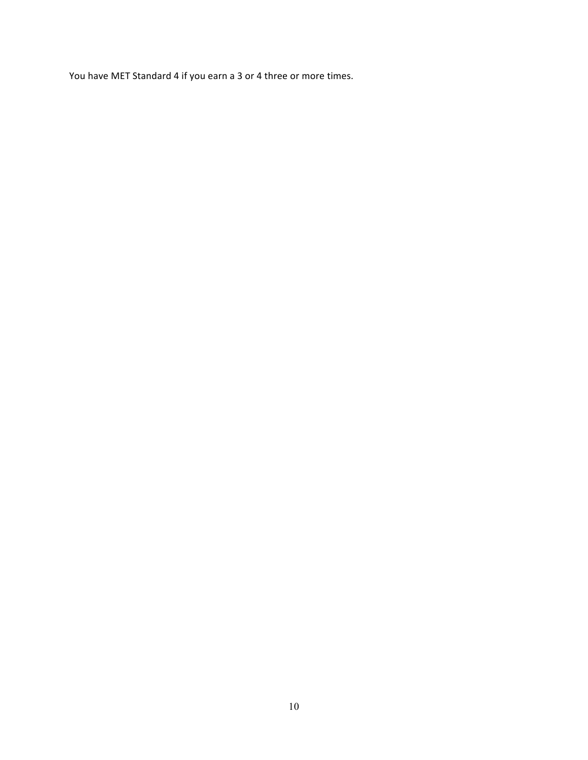You have MET Standard 4 if you earn a 3 or 4 three or more times.